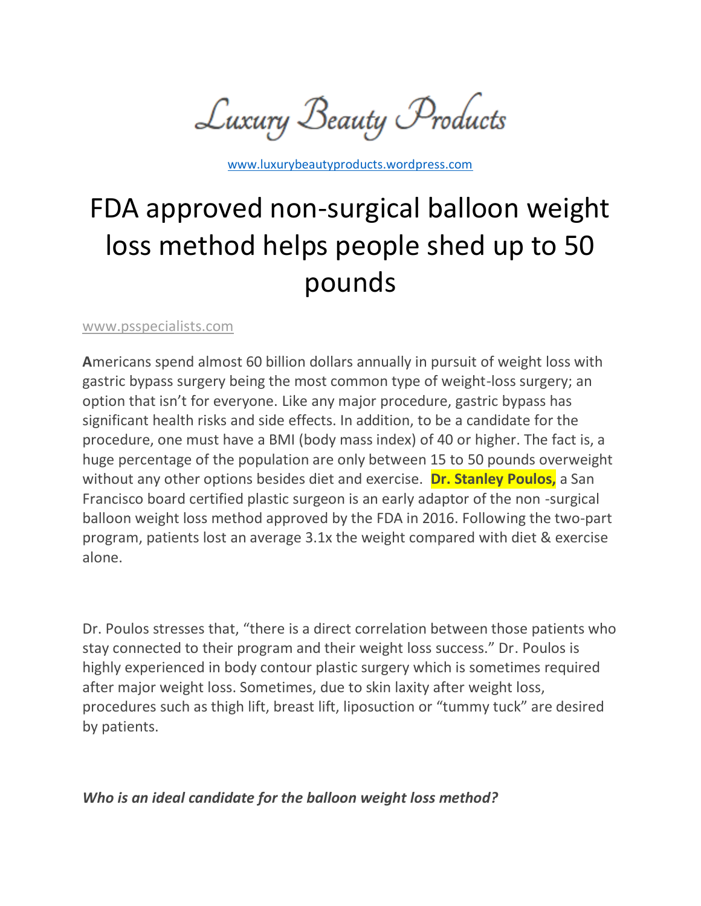Luxury Beauty Products

www.luxurybeautyproducts.wordpress.com

# FDA approved non-surgical balloon weight loss method helps people shed up to 50 pounds

www.psspecialists.com

**A**mericans spend almost 60 billion dollars annually in pursuit of weight loss with gastric bypass surgery being the most common type of weight-loss surgery; an option that isn't for everyone. Like any major procedure, gastric bypass has significant health risks and side effects. In addition, to be a candidate for the procedure, one must have a BMI (body mass index) of 40 or higher. The fact is, a huge percentage of the population are only between 15 to 50 pounds overweight without any other options besides diet and exercise. **Dr. Stanley Poulos,** a San Francisco board certified plastic surgeon is an early adaptor of the non -surgical balloon weight loss method approved by the FDA in 2016. Following the two-part program, patients lost an average 3.1x the weight compared with diet & exercise alone.

Dr. Poulos stresses that, "there is a direct correlation between those patients who stay connected to their program and their weight loss success." Dr. Poulos is highly experienced in body contour plastic surgery which is sometimes required after major weight loss. Sometimes, due to skin laxity after weight loss, procedures such as thigh lift, breast lift, liposuction or "tummy tuck" are desired by patients.

***Who is an ideal candidate for the balloon weight loss method?***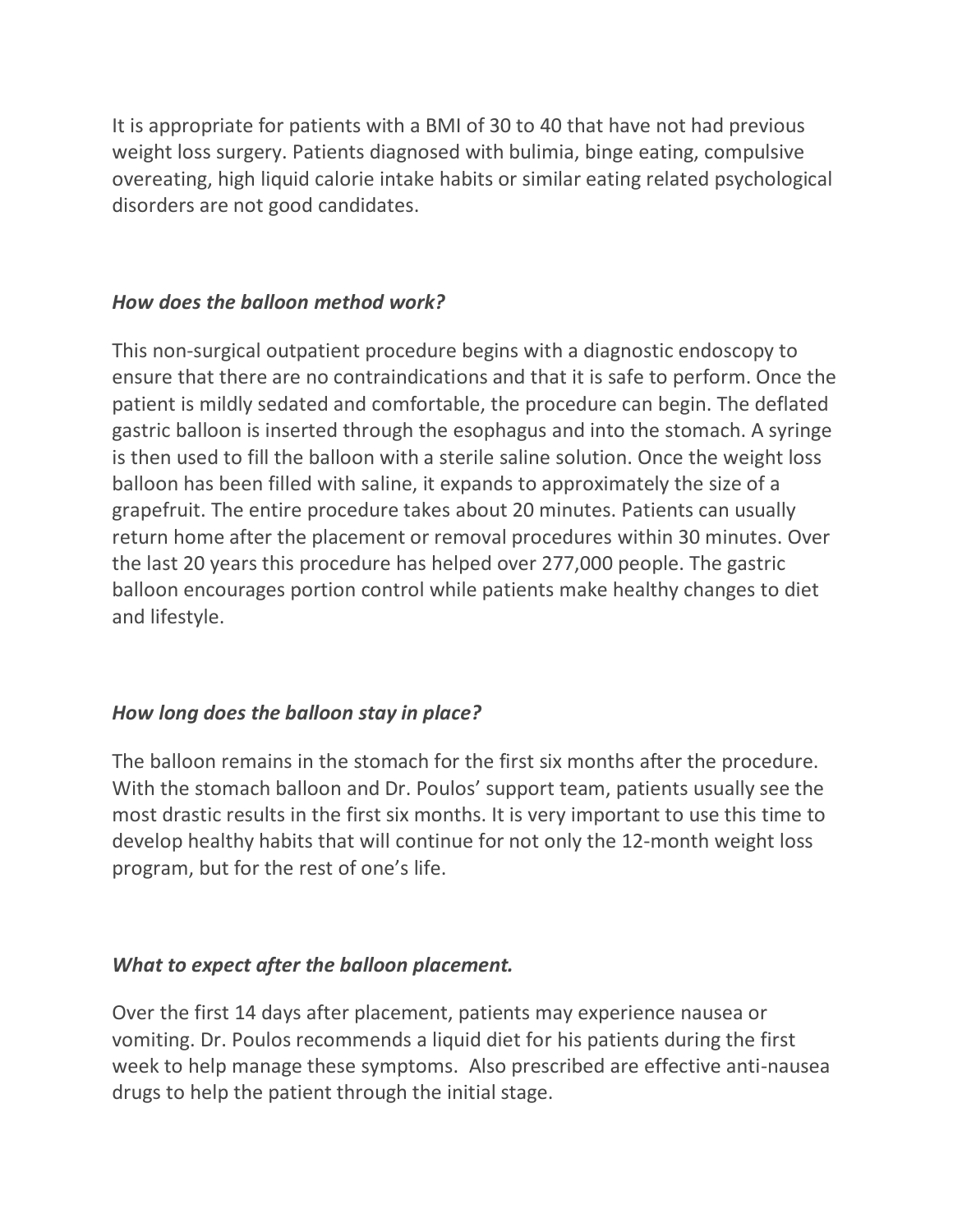It is appropriate for patients with a BMI of 30 to 40 that have not had previous weight loss surgery. Patients diagnosed with bulimia, binge eating, compulsive overeating, high liquid calorie intake habits or similar eating related psychological disorders are not good candidates.

### *How does the balloon method work?*

This non-surgical outpatient procedure begins with a diagnostic endoscopy to ensure that there are no contraindications and that it is safe to perform. Once the patient is mildly sedated and comfortable, the procedure can begin. The deflated gastric balloon is inserted through the esophagus and into the stomach. A syringe is then used to fill the balloon with a sterile saline solution. Once the weight loss balloon has been filled with saline, it expands to approximately the size of a grapefruit. The entire procedure takes about 20 minutes. Patients can usually return home after the placement or removal procedures within 30 minutes. Over the last 20 years this procedure has helped over 277,000 people. The gastric balloon encourages portion control while patients make healthy changes to diet and lifestyle.

### *How long does the balloon stay in place?*

The balloon remains in the stomach for the first six months after the procedure. With the stomach balloon and Dr. Poulos' support team, patients usually see the most drastic results in the first six months. It is very important to use this time to develop healthy habits that will continue for not only the 12-month weight loss program, but for the rest of one's life.

### *What to expect after the balloon placement.*

Over the first 14 days after placement, patients may experience nausea or vomiting. Dr. Poulos recommends a liquid diet for his patients during the first week to help manage these symptoms. Also prescribed are effective anti-nausea drugs to help the patient through the initial stage.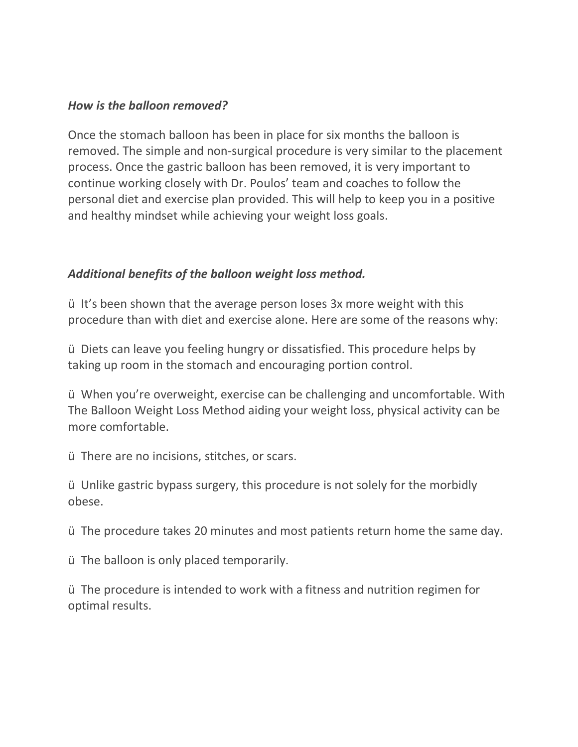*How is the balloon removed?*

Once the stomach balloon has been in place for six months the balloon is removed. The simple and non-surgical procedure is very similar to the placement process. Once the gastric balloon has been removed, it is very important to continue working closely with Dr. Poulos' team and coaches to follow the personal diet and exercise plan provided. This will help to keep you in a positive and healthy mindset while achieving your weight loss goals.

***Additional benefits of the balloon weight loss method.***

- It's been shown that the average person loses 3x more weight with this procedure than with diet and exercise alone. Here are some of the reasons why:
- Diets can leave you feeling hungry or dissatisfied. This procedure helps by taking up room in the stomach and encouraging portion control.
- When you're overweight, exercise can be challenging and uncomfortable. With The Balloon Weight Loss Method aiding your weight loss, physical activity can be more comfortable.
- There are no incisions, stitches, or scars.
- Unlike gastric bypass surgery, this procedure is not solely for the morbidly obese.
- The procedure takes 20 minutes and most patients return home the same day.
- The balloon is only placed temporarily.
- The procedure is intended to work with a fitness and nutrition regimen for optimal results.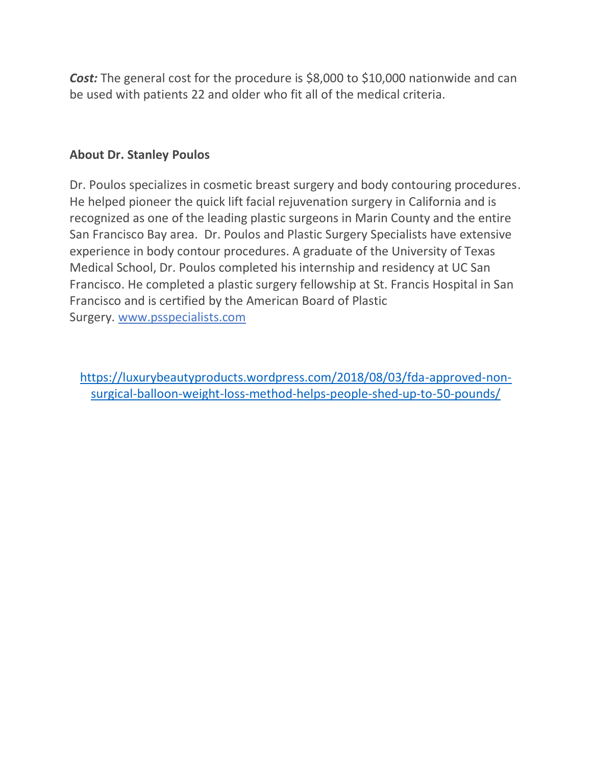***Cost:*** The general cost for the procedure is $8,000 to $10,000 nationwide and can be used with patients 22 and older who fit all of the medical criteria.

**About Dr. Stanley Poulos**

Dr. Poulos specializes in cosmetic breast surgery and body contouring procedures. He helped pioneer the quick lift facial rejuvenation surgery in California and is recognized as one of the leading plastic surgeons in Marin County and the entire San Francisco Bay area. Dr. Poulos and Plastic Surgery Specialists have extensive experience in body contour procedures. A graduate of the University of Texas Medical School, Dr. Poulos completed his internship and residency at UC San Francisco. He completed a plastic surgery fellowship at St. Francis Hospital in San Francisco and is certified by the American Board of Plastic Surgery. [www.psspecialists.com](http://www.psspecialists.com)

[https://luxurybeautyproducts.wordpress.com/2018/08/03/fda-approved-non-surgical-balloon-weight-loss-method-helps-people-shed-up-to-50-pounds/](https://luxurybeautyproducts.wordpress.com/2018/08/03/fda-approved-non-surgical-balloon-weight-loss-method-helps-people-shed-up-to-50-pounds/)